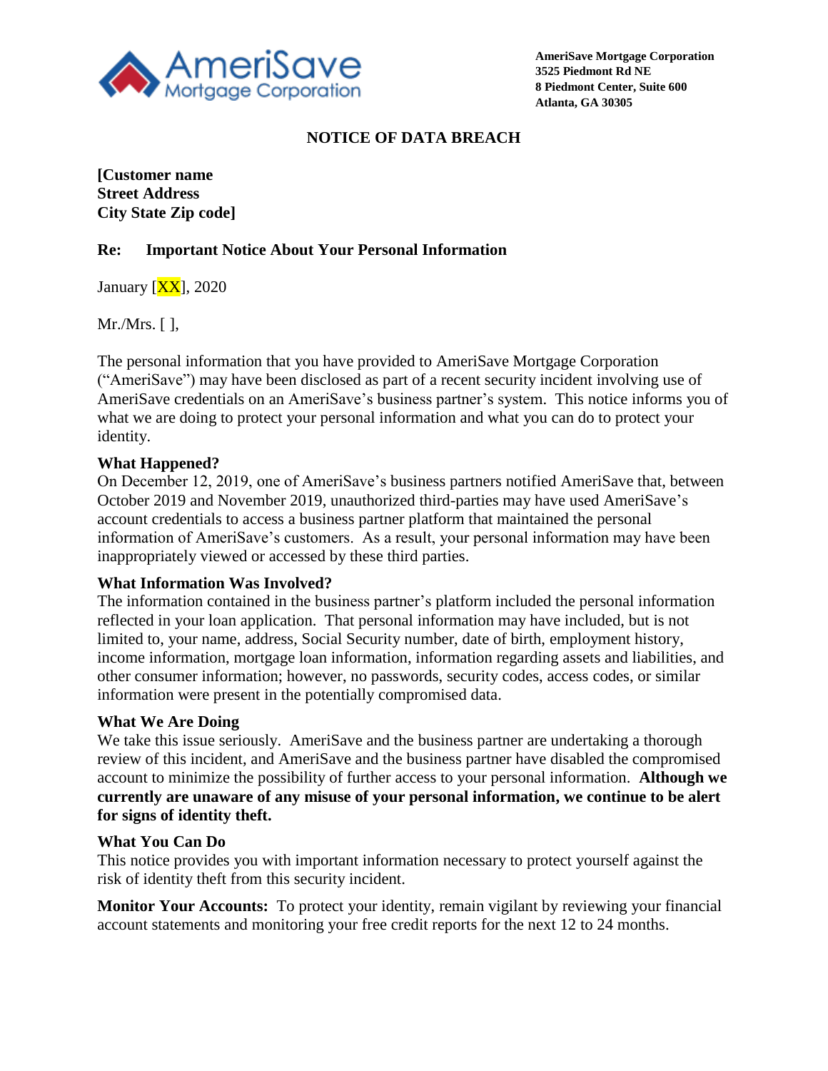**AmeriSave Mortgage Corporation**
**3525 Piedmont Rd NE**
**8 Piedmont Center, Suite 600**
**Atlanta, GA 30305**

## NOTICE OF DATA BREACH

**[Customer name**
**Street Address**
**City State Zip code]**

**Re: Important Notice About Your Personal Information**

January [XX], 2020

Mr./Mrs. [ ],

The personal information that you have provided to AmeriSave Mortgage Corporation ("AmeriSave") may have been disclosed as part of a recent security incident involving use of AmeriSave credentials on an AmeriSave's business partner's system. This notice informs you of what we are doing to protect your personal information and what you can do to protect your identity.

**What Happened?**
On December 12, 2019, one of AmeriSave's business partners notified AmeriSave that, between October 2019 and November 2019, unauthorized third-parties may have used AmeriSave's account credentials to access a business partner platform that maintained the personal information of AmeriSave's customers. As a result, your personal information may have been inappropriately viewed or accessed by these third parties.

**What Information Was Involved?**
The information contained in the business partner's platform included the personal information reflected in your loan application. That personal information may have included, but is not limited to, your name, address, Social Security number, date of birth, employment history, income information, mortgage loan information, information regarding assets and liabilities, and other consumer information; however, no passwords, security codes, access codes, or similar information were present in the potentially compromised data.

**What We Are Doing**
We take this issue seriously. AmeriSave and the business partner are undertaking a thorough review of this incident, and AmeriSave and the business partner have disabled the compromised account to minimize the possibility of further access to your personal information. **Although we currently are unaware of any misuse of your personal information, we continue to be alert for signs of identity theft.**

**What You Can Do**
This notice provides you with important information necessary to protect yourself against the risk of identity theft from this security incident.

**Monitor Your Accounts:** To protect your identity, remain vigilant by reviewing your financial account statements and monitoring your free credit reports for the next 12 to 24 months.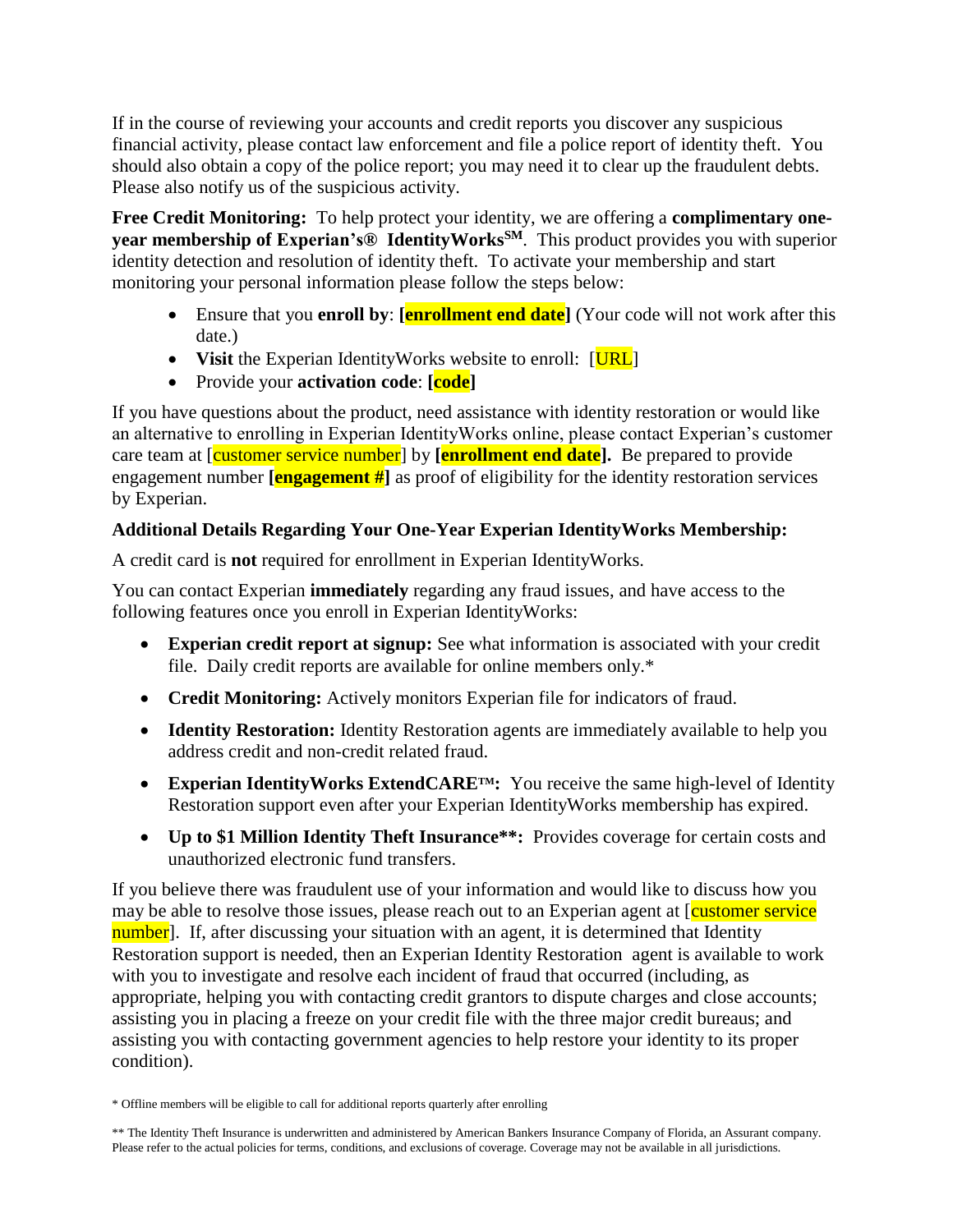If in the course of reviewing your accounts and credit reports you discover any suspicious financial activity, please contact law enforcement and file a police report of identity theft. You should also obtain a copy of the police report; you may need it to clear up the fraudulent debts. Please also notify us of the suspicious activity.

**Free Credit Monitoring:** To help protect your identity, we are offering a **complimentary one-year membership of Experian's® IdentityWorks℠**. This product provides you with superior identity detection and resolution of identity theft. To activate your membership and start monitoring your personal information please follow the steps below:

- Ensure that you **enroll by**: **[enrollment end date]** (Your code will not work after this date.)
- **Visit** the Experian IdentityWorks website to enroll: [URL]
- Provide your **activation code**: **[code]**

If you have questions about the product, need assistance with identity restoration or would like an alternative to enrolling in Experian IdentityWorks online, please contact Experian's customer care team at [customer service number] by **[enrollment end date].** Be prepared to provide engagement number **[engagement #]** as proof of eligibility for the identity restoration services by Experian.

**Additional Details Regarding Your One-Year Experian IdentityWorks Membership:**

A credit card is **not** required for enrollment in Experian IdentityWorks.

You can contact Experian **immediately** regarding any fraud issues, and have access to the following features once you enroll in Experian IdentityWorks:

- **Experian credit report at signup:** See what information is associated with your credit file. Daily credit reports are available for online members only.*
- **Credit Monitoring:** Actively monitors Experian file for indicators of fraud.
- **Identity Restoration:** Identity Restoration agents are immediately available to help you address credit and non-credit related fraud.
- **Experian IdentityWorks ExtendCARE™:** You receive the same high-level of Identity Restoration support even after your Experian IdentityWorks membership has expired.
- **Up to $1 Million Identity Theft Insurance**:** Provides coverage for certain costs and unauthorized electronic fund transfers.

If you believe there was fraudulent use of your information and would like to discuss how you may be able to resolve those issues, please reach out to an Experian agent at [customer service number]. If, after discussing your situation with an agent, it is determined that Identity Restoration support is needed, then an Experian Identity Restoration agent is available to work with you to investigate and resolve each incident of fraud that occurred (including, as appropriate, helping you with contacting credit grantors to dispute charges and close accounts; assisting you in placing a freeze on your credit file with the three major credit bureaus; and assisting you with contacting government agencies to help restore your identity to its proper condition).

* Offline members will be eligible to call for additional reports quarterly after enrolling

** The Identity Theft Insurance is underwritten and administered by American Bankers Insurance Company of Florida, an Assurant company. Please refer to the actual policies for terms, conditions, and exclusions of coverage. Coverage may not be available in all jurisdictions.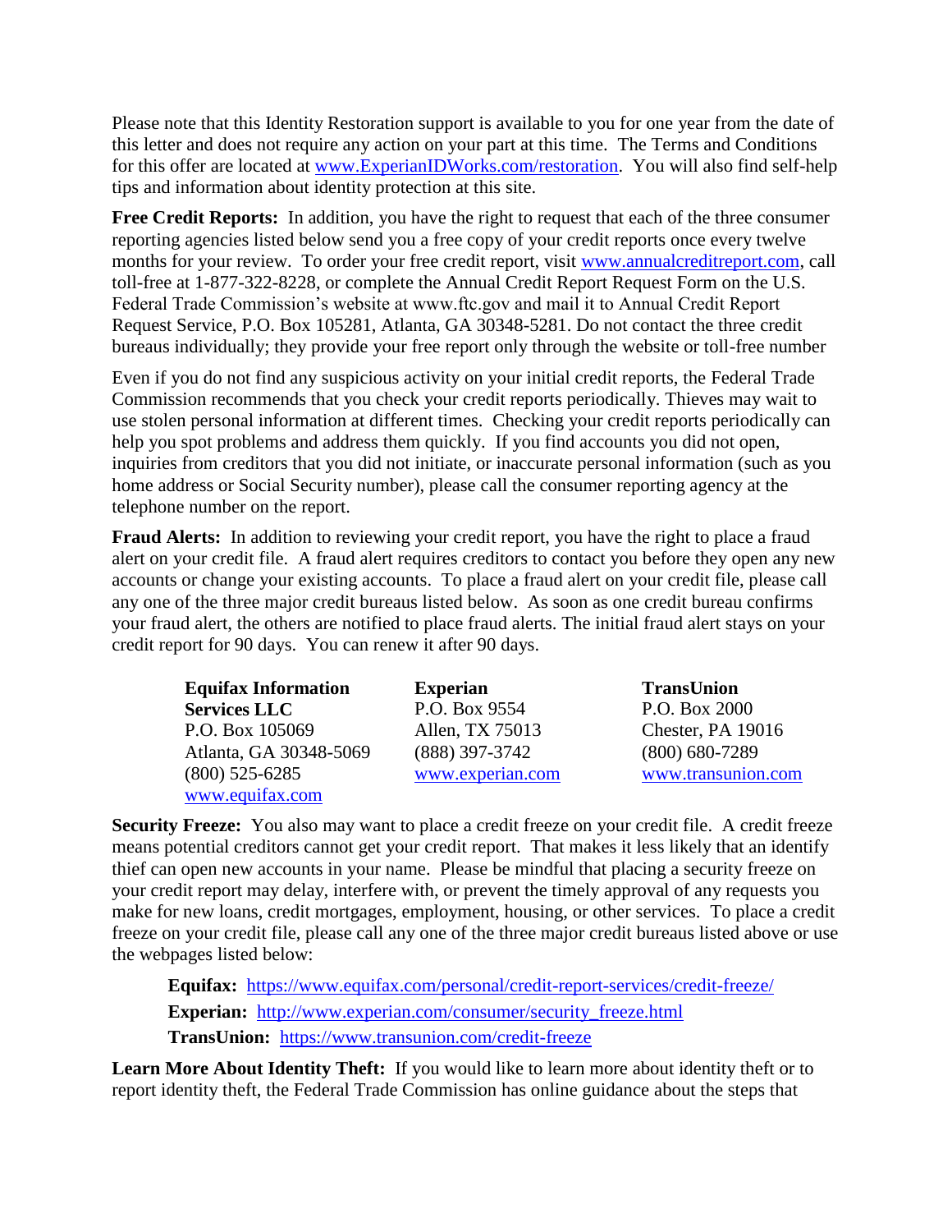Please note that this Identity Restoration support is available to you for one year from the date of this letter and does not require any action on your part at this time. The Terms and Conditions for this offer are located at www.ExperianIDWorks.com/restoration. You will also find self-help tips and information about identity protection at this site.

**Free Credit Reports:** In addition, you have the right to request that each of the three consumer reporting agencies listed below send you a free copy of your credit reports once every twelve months for your review. To order your free credit report, visit www.annualcreditreport.com, call toll-free at 1-877-322-8228, or complete the Annual Credit Report Request Form on the U.S. Federal Trade Commission's website at www.ftc.gov and mail it to Annual Credit Report Request Service, P.O. Box 105281, Atlanta, GA 30348-5281. Do not contact the three credit bureaus individually; they provide your free report only through the website or toll-free number

Even if you do not find any suspicious activity on your initial credit reports, the Federal Trade Commission recommends that you check your credit reports periodically. Thieves may wait to use stolen personal information at different times. Checking your credit reports periodically can help you spot problems and address them quickly. If you find accounts you did not open, inquiries from creditors that you did not initiate, or inaccurate personal information (such as you home address or Social Security number), please call the consumer reporting agency at the telephone number on the report.

**Fraud Alerts:** In addition to reviewing your credit report, you have the right to place a fraud alert on your credit file. A fraud alert requires creditors to contact you before they open any new accounts or change your existing accounts. To place a fraud alert on your credit file, please call any one of the three major credit bureaus listed below. As soon as one credit bureau confirms your fraud alert, the others are notified to place fraud alerts. The initial fraud alert stays on your credit report for 90 days. You can renew it after 90 days.

**Equifax Information Services LLC**
P.O. Box 105069
Atlanta, GA 30348-5069
(800) 525-6285
www.equifax.com

**Experian**
P.O. Box 9554
Allen, TX 75013
(888) 397-3742
www.experian.com

**TransUnion**
P.O. Box 2000
Chester, PA 19016
(800) 680-7289
www.transunion.com

**Security Freeze:** You also may want to place a credit freeze on your credit file. A credit freeze means potential creditors cannot get your credit report. That makes it less likely that an identify thief can open new accounts in your name. Please be mindful that placing a security freeze on your credit report may delay, interfere with, or prevent the timely approval of any requests you make for new loans, credit mortgages, employment, housing, or other services. To place a credit freeze on your credit file, please call any one of the three major credit bureaus listed above or use the webpages listed below:

**Equifax:** https://www.equifax.com/personal/credit-report-services/credit-freeze/
**Experian:** http://www.experian.com/consumer/security_freeze.html
**TransUnion:** https://www.transunion.com/credit-freeze

**Learn More About Identity Theft:** If you would like to learn more about identity theft or to report identity theft, the Federal Trade Commission has online guidance about the steps that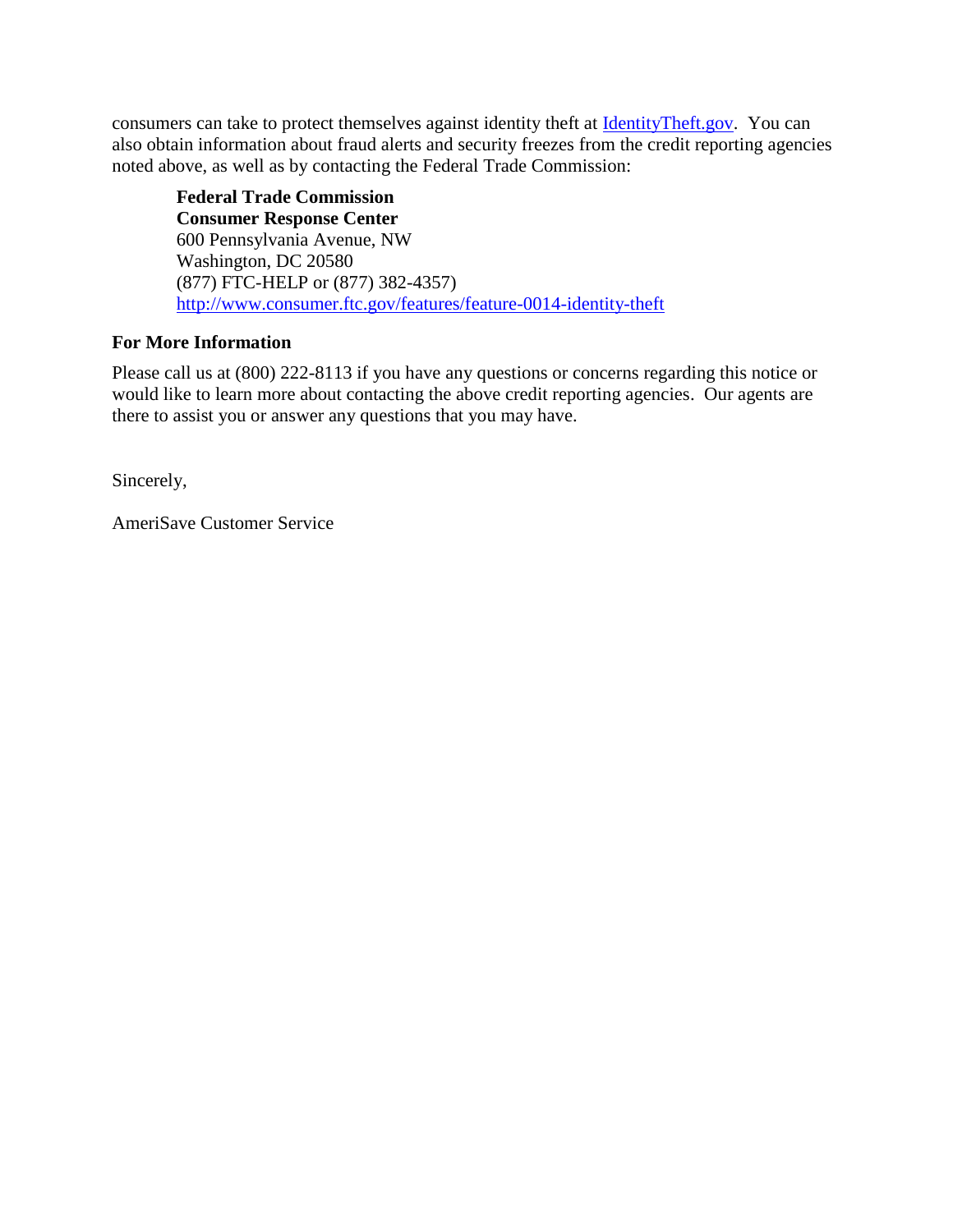consumers can take to protect themselves against identity theft at IdentityTheft.gov. You can also obtain information about fraud alerts and security freezes from the credit reporting agencies noted above, as well as by contacting the Federal Trade Commission:

> **Federal Trade Commission**
> **Consumer Response Center**
> 600 Pennsylvania Avenue, NW
> Washington, DC 20580
> (877) FTC-HELP or (877) 382-4357)
> http://www.consumer.ftc.gov/features/feature-0014-identity-theft

**For More Information**

Please call us at (800) 222-8113 if you have any questions or concerns regarding this notice or would like to learn more about contacting the above credit reporting agencies. Our agents are there to assist you or answer any questions that you may have.

Sincerely,

AmeriSave Customer Service